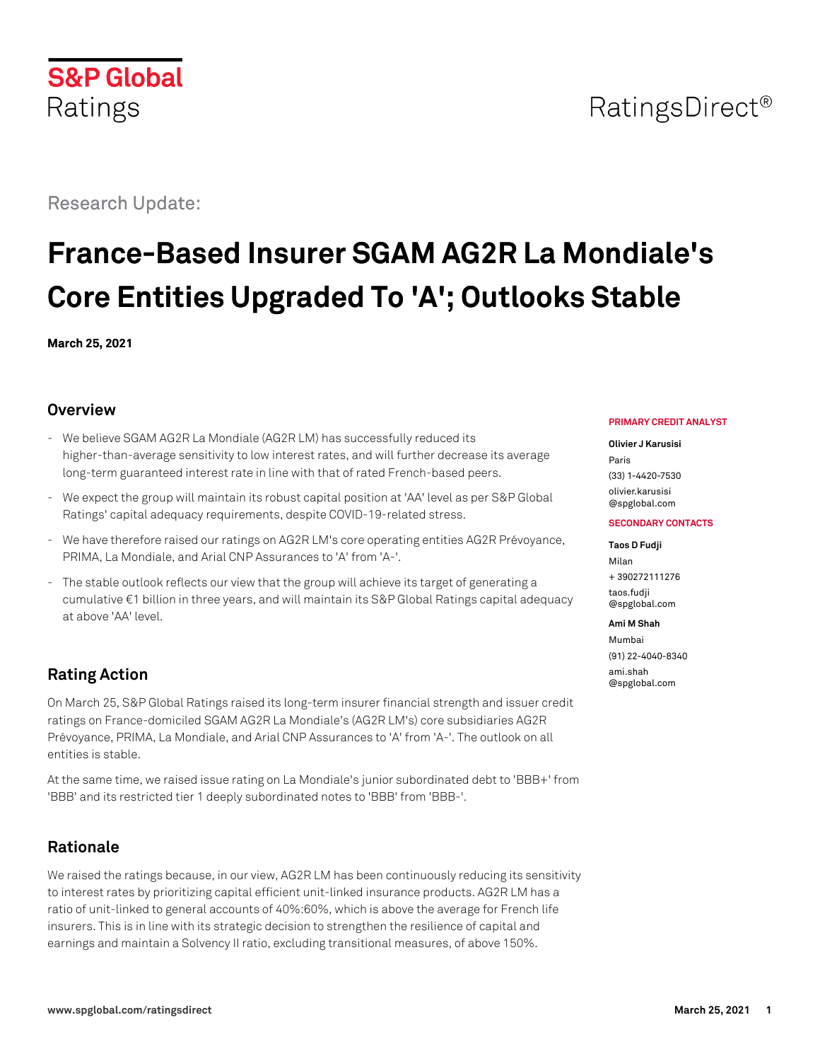S&P Global Ratings

RatingsDirect®

Research Update:

# France-Based Insurer SGAM AG2R La Mondiale's Core Entities Upgraded To 'A'; Outlooks Stable

**March 25, 2021**

## Overview

- We believe SGAM AG2R La Mondiale (AG2R LM) has successfully reduced its higher-than-average sensitivity to low interest rates, and will further decrease its average long-term guaranteed interest rate in line with that of rated French-based peers.
- We expect the group will maintain its robust capital position at 'AA' level as per S&P Global Ratings' capital adequacy requirements, despite COVID-19-related stress.
- We have therefore raised our ratings on AG2R LM's core operating entities AG2R Prévoyance, PRIMA, La Mondiale, and Arial CNP Assurances to 'A' from 'A-'.
- The stable outlook reflects our view that the group will achieve its target of generating a cumulative €1 billion in three years, and will maintain its S&P Global Ratings capital adequacy at above 'AA' level.

**PRIMARY CREDIT ANALYST**

**Olivier J Karusisi**
Paris
(33) 1-4420-7530
olivier.karusisi@spglobal.com

**SECONDARY CONTACTS**

**Taos D Fudji**
Milan
+ 390272111276
taos.fudji@spglobal.com

**Ami M Shah**
Mumbai
(91) 22-4040-8340
ami.shah@spglobal.com

## Rating Action

On March 25, S&P Global Ratings raised its long-term insurer financial strength and issuer credit ratings on France-domiciled SGAM AG2R La Mondiale's (AG2R LM's) core subsidiaries AG2R Prévoyance, PRIMA, La Mondiale, and Arial CNP Assurances to 'A' from 'A-'. The outlook on all entities is stable.

At the same time, we raised issue rating on La Mondiale's junior subordinated debt to 'BBB+' from 'BBB' and its restricted tier 1 deeply subordinated notes to 'BBB' from 'BBB-'.

## Rationale

We raised the ratings because, in our view, AG2R LM has been continuously reducing its sensitivity to interest rates by prioritizing capital efficient unit-linked insurance products. AG2R LM has a ratio of unit-linked to general accounts of 40%:60%, which is above the average for French life insurers. This is in line with its strategic decision to strengthen the resilience of capital and earnings and maintain a Solvency II ratio, excluding transitional measures, of above 150%.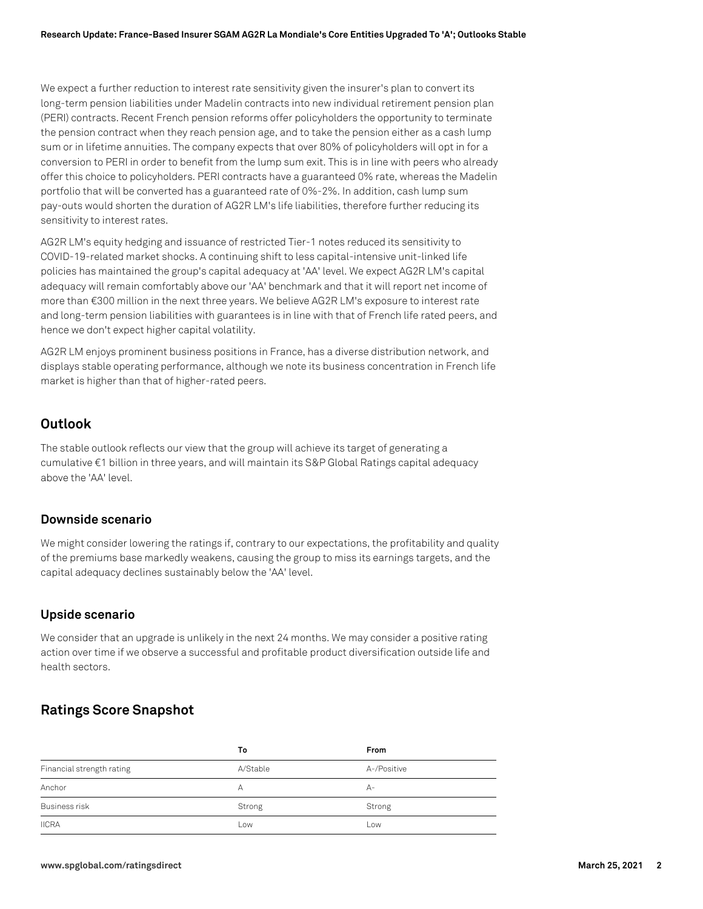We expect a further reduction to interest rate sensitivity given the insurer's plan to convert its long-term pension liabilities under Madelin contracts into new individual retirement pension plan (PERI) contracts. Recent French pension reforms offer policyholders the opportunity to terminate the pension contract when they reach pension age, and to take the pension either as a cash lump sum or in lifetime annuities. The company expects that over 80% of policyholders will opt in for a conversion to PERI in order to benefit from the lump sum exit. This is in line with peers who already offer this choice to policyholders. PERI contracts have a guaranteed 0% rate, whereas the Madelin portfolio that will be converted has a guaranteed rate of 0%-2%. In addition, cash lump sum pay-outs would shorten the duration of AG2R LM's life liabilities, therefore further reducing its sensitivity to interest rates.

AG2R LM's equity hedging and issuance of restricted Tier-1 notes reduced its sensitivity to COVID-19-related market shocks. A continuing shift to less capital-intensive unit-linked life policies has maintained the group's capital adequacy at 'AA' level. We expect AG2R LM's capital adequacy will remain comfortably above our 'AA' benchmark and that it will report net income of more than €300 million in the next three years. We believe AG2R LM's exposure to interest rate and long-term pension liabilities with guarantees is in line with that of French life rated peers, and hence we don't expect higher capital volatility.

AG2R LM enjoys prominent business positions in France, has a diverse distribution network, and displays stable operating performance, although we note its business concentration in French life market is higher than that of higher-rated peers.

## Outlook

The stable outlook reflects our view that the group will achieve its target of generating a cumulative €1 billion in three years, and will maintain its S&P Global Ratings capital adequacy above the 'AA' level.

### Downside scenario

We might consider lowering the ratings if, contrary to our expectations, the profitability and quality of the premiums base markedly weakens, causing the group to miss its earnings targets, and the capital adequacy declines sustainably below the 'AA' level.

### Upside scenario

We consider that an upgrade is unlikely in the next 24 months. We may consider a positive rating action over time if we observe a successful and profitable product diversification outside life and health sectors.

## Ratings Score Snapshot

| | To | From |
|---|---|---|
| Financial strength rating | A/Stable | A-/Positive |
| Anchor | A | A- |
| Business risk | Strong | Strong |
| IICRA | Low | Low |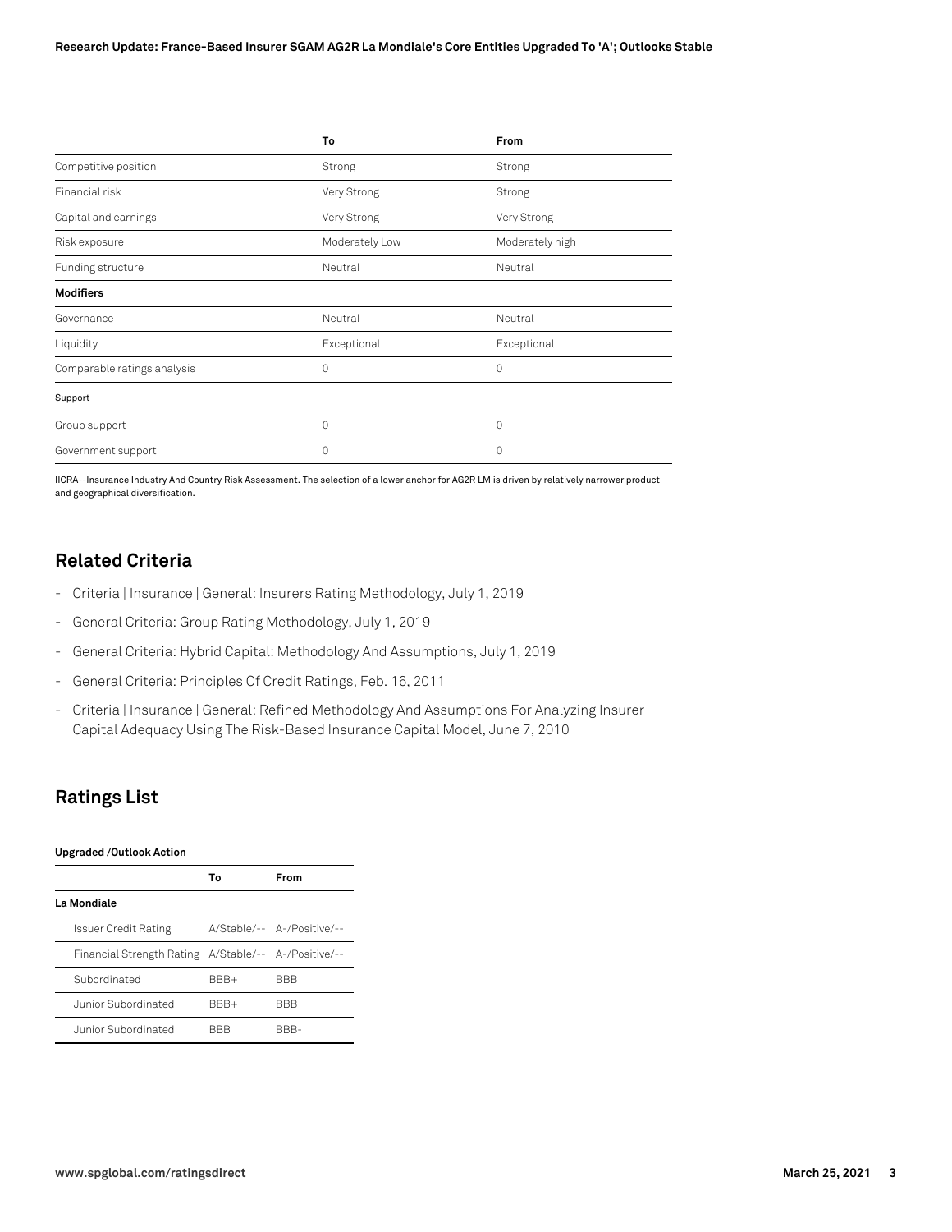| | To | From |
|---|---|---|
| Competitive position | Strong | Strong |
| Financial risk | Very Strong | Strong |
| Capital and earnings | Very Strong | Very Strong |
| Risk exposure | Moderately Low | Moderately high |
| Funding structure | Neutral | Neutral |
| **Modifiers** | | |
| Governance | Neutral | Neutral |
| Liquidity | Exceptional | Exceptional |
| Comparable ratings analysis | 0 | 0 |
| Support | | |
| Group support | 0 | 0 |
| Government support | 0 | 0 |

IICRA--Insurance Industry And Country Risk Assessment. The selection of a lower anchor for AG2R LM is driven by relatively narrower product and geographical diversification.

## Related Criteria

- Criteria | Insurance | General: Insurers Rating Methodology, July 1, 2019
- General Criteria: Group Rating Methodology, July 1, 2019
- General Criteria: Hybrid Capital: Methodology And Assumptions, July 1, 2019
- General Criteria: Principles Of Credit Ratings, Feb. 16, 2011
- Criteria | Insurance | General: Refined Methodology And Assumptions For Analyzing Insurer Capital Adequacy Using The Risk-Based Insurance Capital Model, June 7, 2010

## Ratings List

**Upgraded /Outlook Action**

| | To | From |
|---|---|---|
| **La Mondiale** | | |
| Issuer Credit Rating | A/Stable/-- | A-/Positive/-- |
| Financial Strength Rating | A/Stable/-- | A-/Positive/-- |
| Subordinated | BBB+ | BBB |
| Junior Subordinated | BBB+ | BBB |
| Junior Subordinated | BBB | BBB- |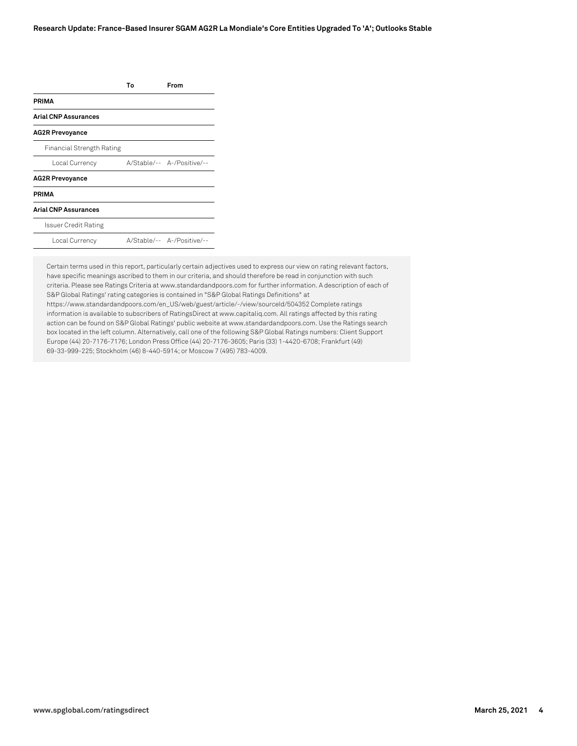| | To | From |
|---|---|---|
| **PRIMA** | | |
| **Arial CNP Assurances** | | |
| **AG2R Prevoyance** | | |
| Financial Strength Rating | | |
| Local Currency | A/Stable/-- | A-/Positive/-- |
| **AG2R Prevoyance** | | |
| **PRIMA** | | |
| **Arial CNP Assurances** | | |
| Issuer Credit Rating | | |
| Local Currency | A/Stable/-- | A-/Positive/-- |

Certain terms used in this report, particularly certain adjectives used to express our view on rating relevant factors, have specific meanings ascribed to them in our criteria, and should therefore be read in conjunction with such criteria. Please see Ratings Criteria at www.standardandpoors.com for further information. A description of each of S&P Global Ratings' rating categories is contained in "S&P Global Ratings Definitions" at https://www.standardandpoors.com/en_US/web/guest/article/-/view/sourceId/504352 Complete ratings information is available to subscribers of RatingsDirect at www.capitaliq.com. All ratings affected by this rating action can be found on S&P Global Ratings' public website at www.standardandpoors.com. Use the Ratings search box located in the left column. Alternatively, call one of the following S&P Global Ratings numbers: Client Support Europe (44) 20-7176-7176; London Press Office (44) 20-7176-3605; Paris (33) 1-4420-6708; Frankfurt (49) 69-33-999-225; Stockholm (46) 8-440-5914; or Moscow 7 (495) 783-4009.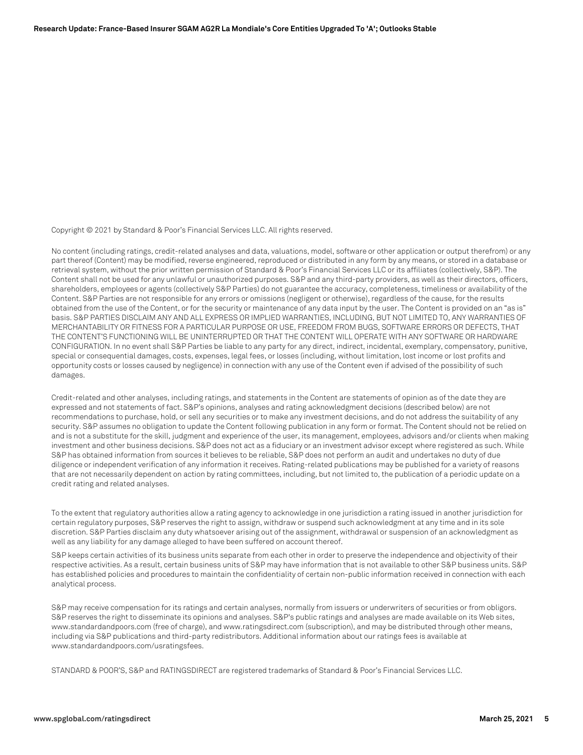Copyright © 2021 by Standard & Poor's Financial Services LLC. All rights reserved.

No content (including ratings, credit-related analyses and data, valuations, model, software or other application or output therefrom) or any part thereof (Content) may be modified, reverse engineered, reproduced or distributed in any form by any means, or stored in a database or retrieval system, without the prior written permission of Standard & Poor's Financial Services LLC or its affiliates (collectively, S&P). The Content shall not be used for any unlawful or unauthorized purposes. S&P and any third-party providers, as well as their directors, officers, shareholders, employees or agents (collectively S&P Parties) do not guarantee the accuracy, completeness, timeliness or availability of the Content. S&P Parties are not responsible for any errors or omissions (negligent or otherwise), regardless of the cause, for the results obtained from the use of the Content, or for the security or maintenance of any data input by the user. The Content is provided on an "as is" basis. S&P PARTIES DISCLAIM ANY AND ALL EXPRESS OR IMPLIED WARRANTIES, INCLUDING, BUT NOT LIMITED TO, ANY WARRANTIES OF MERCHANTABILITY OR FITNESS FOR A PARTICULAR PURPOSE OR USE, FREEDOM FROM BUGS, SOFTWARE ERRORS OR DEFECTS, THAT THE CONTENT'S FUNCTIONING WILL BE UNINTERRUPTED OR THAT THE CONTENT WILL OPERATE WITH ANY SOFTWARE OR HARDWARE CONFIGURATION. In no event shall S&P Parties be liable to any party for any direct, indirect, incidental, exemplary, compensatory, punitive, special or consequential damages, costs, expenses, legal fees, or losses (including, without limitation, lost income or lost profits and opportunity costs or losses caused by negligence) in connection with any use of the Content even if advised of the possibility of such damages.

Credit-related and other analyses, including ratings, and statements in the Content are statements of opinion as of the date they are expressed and not statements of fact. S&P's opinions, analyses and rating acknowledgment decisions (described below) are not recommendations to purchase, hold, or sell any securities or to make any investment decisions, and do not address the suitability of any security. S&P assumes no obligation to update the Content following publication in any form or format. The Content should not be relied on and is not a substitute for the skill, judgment and experience of the user, its management, employees, advisors and/or clients when making investment and other business decisions. S&P does not act as a fiduciary or an investment advisor except where registered as such. While S&P has obtained information from sources it believes to be reliable, S&P does not perform an audit and undertakes no duty of due diligence or independent verification of any information it receives. Rating-related publications may be published for a variety of reasons that are not necessarily dependent on action by rating committees, including, but not limited to, the publication of a periodic update on a credit rating and related analyses.

To the extent that regulatory authorities allow a rating agency to acknowledge in one jurisdiction a rating issued in another jurisdiction for certain regulatory purposes, S&P reserves the right to assign, withdraw or suspend such acknowledgment at any time and in its sole discretion. S&P Parties disclaim any duty whatsoever arising out of the assignment, withdrawal or suspension of an acknowledgment as well as any liability for any damage alleged to have been suffered on account thereof.

S&P keeps certain activities of its business units separate from each other in order to preserve the independence and objectivity of their respective activities. As a result, certain business units of S&P may have information that is not available to other S&P business units. S&P has established policies and procedures to maintain the confidentiality of certain non-public information received in connection with each analytical process.

S&P may receive compensation for its ratings and certain analyses, normally from issuers or underwriters of securities or from obligors. S&P reserves the right to disseminate its opinions and analyses. S&P's public ratings and analyses are made available on its Web sites, www.standardandpoors.com (free of charge), and www.ratingsdirect.com (subscription), and may be distributed through other means, including via S&P publications and third-party redistributors. Additional information about our ratings fees is available at www.standardandpoors.com/usratingsfees.

STANDARD & POOR'S, S&P and RATINGSDIRECT are registered trademarks of Standard & Poor's Financial Services LLC.